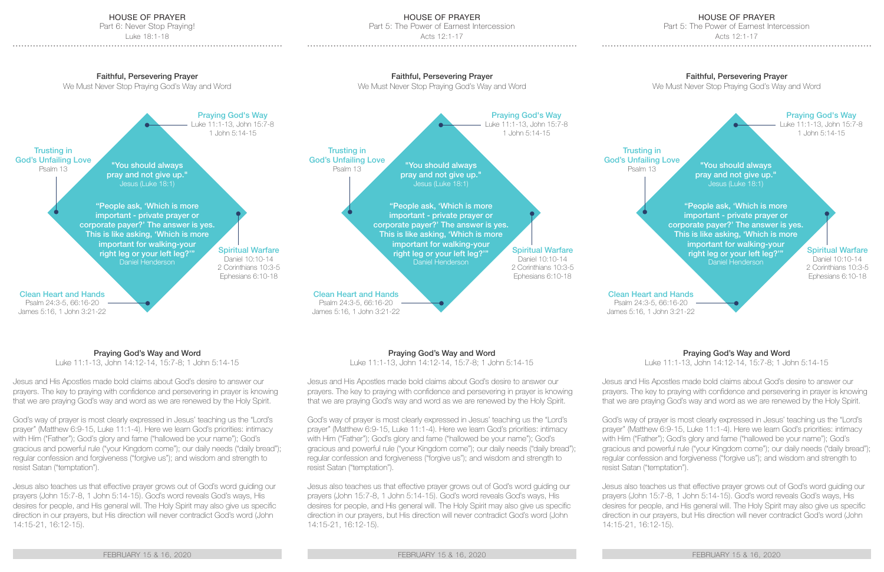HOUSE OF PRAYER
Part 6: Never Stop Praying!
Luke 18:1-18

## Faithful, Persevering Prayer

We Must Never Stop Praying God's Way and Word

**Praying God's Way**
Luke 11:1-13, John 15:7-8
1 John 5:14-15

**Trusting in God's Unfailing Love**
Psalm 13

"You should always pray and not give up."
Jesus (Luke 18:1)

"People ask, 'Which is more important - private prayer or corporate payer?' The answer is yes. This is like asking, 'Which is more important for walking-your right leg or your left leg?'"
Daniel Henderson

**Spiritual Warfare**
Daniel 10:10-14
2 Corinthians 10:3-5
Ephesians 6:10-18

**Clean Heart and Hands**
Psalm 24:3-5, 66:16-20
James 5:16, 1 John 3:21-22

## Praying God's Way and Word

Luke 11:1-13, John 14:12-14, 15:7-8; 1 John 5:14-15

Jesus and His Apostles made bold claims about God's desire to answer our prayers. The key to praying with confidence and persevering in prayer is knowing that we are praying God's way and word as we are renewed by the Holy Spirit.

God's way of prayer is most clearly expressed in Jesus' teaching us the "Lord's prayer" (Matthew 6:9-15, Luke 11:1-4). Here we learn God's priorities: intimacy with Him ("Father"); God's glory and fame ("hallowed be your name"); God's gracious and powerful rule ("your Kingdom come"); our daily needs ("daily bread"); regular confession and forgiveness ("forgive us"); and wisdom and strength to resist Satan ("temptation").

Jesus also teaches us that effective prayer grows out of God's word guiding our prayers (John 15:7-8, 1 John 5:14-15). God's word reveals God's ways, His desires for people, and His general will. The Holy Spirit may also give us specific direction in our prayers, but His direction will never contradict God's word (John 14:15-21, 16:12-15).

FEBRUARY 15 & 16, 2020

---

HOUSE OF PRAYER
Part 5: The Power of Earnest Intercession
Acts 12:1-17

## Faithful, Persevering Prayer

We Must Never Stop Praying God's Way and Word

**Praying God's Way**
Luke 11:1-13, John 15:7-8
1 John 5:14-15

**Trusting in God's Unfailing Love**
Psalm 13

"You should always pray and not give up."
Jesus (Luke 18:1)

"People ask, 'Which is more important - private prayer or corporate payer?' The answer is yes. This is like asking, 'Which is more important for walking-your right leg or your left leg?'"
Daniel Henderson

**Spiritual Warfare**
Daniel 10:10-14
2 Corinthians 10:3-5
Ephesians 6:10-18

**Clean Heart and Hands**
Psalm 24:3-5, 66:16-20
James 5:16, 1 John 3:21-22

## Praying God's Way and Word

Luke 11:1-13, John 14:12-14, 15:7-8; 1 John 5:14-15

Jesus and His Apostles made bold claims about God's desire to answer our prayers. The key to praying with confidence and persevering in prayer is knowing that we are praying God's way and word as we are renewed by the Holy Spirit.

God's way of prayer is most clearly expressed in Jesus' teaching us the "Lord's prayer" (Matthew 6:9-15, Luke 11:1-4). Here we learn God's priorities: intimacy with Him ("Father"); God's glory and fame ("hallowed be your name"); God's gracious and powerful rule ("your Kingdom come"); our daily needs ("daily bread"); regular confession and forgiveness ("forgive us"); and wisdom and strength to resist Satan ("temptation").

Jesus also teaches us that effective prayer grows out of God's word guiding our prayers (John 15:7-8, 1 John 5:14-15). God's word reveals God's ways, His desires for people, and His general will. The Holy Spirit may also give us specific direction in our prayers, but His direction will never contradict God's word (John 14:15-21, 16:12-15).

FEBRUARY 15 & 16, 2020

---

HOUSE OF PRAYER
Part 5: The Power of Earnest Intercession
Acts 12:1-17

## Faithful, Persevering Prayer

We Must Never Stop Praying God's Way and Word

**Praying God's Way**
Luke 11:1-13, John 15:7-8
1 John 5:14-15

**Trusting in God's Unfailing Love**
Psalm 13

"You should always pray and not give up."
Jesus (Luke 18:1)

"People ask, 'Which is more important - private prayer or corporate payer?' The answer is yes. This is like asking, 'Which is more important for walking-your right leg or your left leg?'"
Daniel Henderson

**Spiritual Warfare**
Daniel 10:10-14
2 Corinthians 10:3-5
Ephesians 6:10-18

**Clean Heart and Hands**
Psalm 24:3-5, 66:16-20
James 5:16, 1 John 3:21-22

## Praying God's Way and Word

Luke 11:1-13, John 14:12-14, 15:7-8; 1 John 5:14-15

Jesus and His Apostles made bold claims about God's desire to answer our prayers. The key to praying with confidence and persevering in prayer is knowing that we are praying God's way and word as we are renewed by the Holy Spirit.

God's way of prayer is most clearly expressed in Jesus' teaching us the "Lord's prayer" (Matthew 6:9-15, Luke 11:1-4). Here we learn God's priorities: intimacy with Him ("Father"); God's glory and fame ("hallowed be your name"); God's gracious and powerful rule ("your Kingdom come"); our daily needs ("daily bread"); regular confession and forgiveness ("forgive us"); and wisdom and strength to resist Satan ("temptation").

Jesus also teaches us that effective prayer grows out of God's word guiding our prayers (John 15:7-8, 1 John 5:14-15). God's word reveals God's ways, His desires for people, and His general will. The Holy Spirit may also give us specific direction in our prayers, but His direction will never contradict God's word (John 14:15-21, 16:12-15).

FEBRUARY 15 & 16, 2020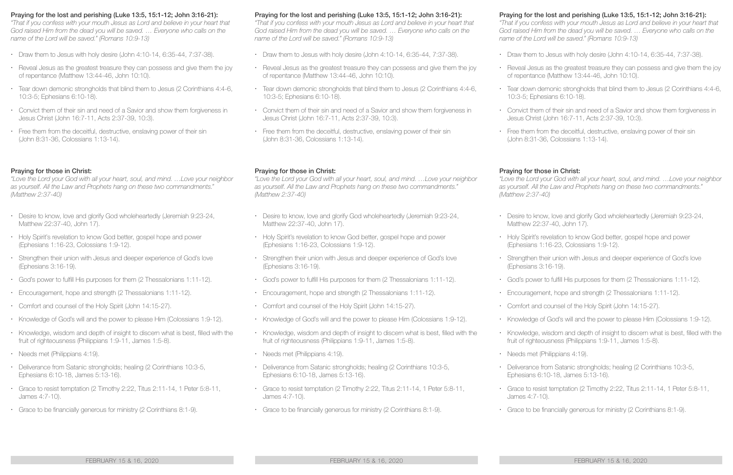**Praying for the lost and perishing (Luke 13:5, 15:1-12; John 3:16-21):**

*"That if you confess with your mouth Jesus as Lord and believe in your heart that God raised Him from the dead you will be saved. … Everyone who calls on the name of the Lord will be saved." (Romans 10:9-13)*

- Draw them to Jesus with holy desire (John 4:10-14, 6:35-44, 7:37-38).
- Reveal Jesus as the greatest treasure they can possess and give them the joy of repentance (Matthew 13:44-46, John 10:10).
- Tear down demonic strongholds that blind them to Jesus (2 Corinthians 4:4-6, 10:3-5; Ephesians 6:10-18).
- Convict them of their sin and need of a Savior and show them forgiveness in Jesus Christ (John 16:7-11, Acts 2:37-39, 10:3).
- Free them from the deceitful, destructive, enslaving power of their sin (John 8:31-36, Colossians 1:13-14).

**Praying for those in Christ:**

*"Love the Lord your God with all your heart, soul, and mind. …Love your neighbor as yourself. All the Law and Prophets hang on these two commandments." (Matthew 2:37-40)*

- Desire to know, love and glorify God wholeheartedly (Jeremiah 9:23-24, Matthew 22:37-40, John 17).
- Holy Spirit's revelation to know God better, gospel hope and power (Ephesians 1:16-23, Colossians 1:9-12).
- Strengthen their union with Jesus and deeper experience of God's love (Ephesians 3:16-19).
- God's power to fulfill His purposes for them (2 Thessalonians 1:11-12).
- Encouragement, hope and strength (2 Thessalonians 1:11-12).
- Comfort and counsel of the Holy Spirit (John 14:15-27).
- Knowledge of God's will and the power to please Him (Colossians 1:9-12).
- Knowledge, wisdom and depth of insight to discern what is best, filled with the fruit of righteousness (Philippians 1:9-11, James 1:5-8).
- Needs met (Philippians 4:19).
- Deliverance from Satanic strongholds; healing (2 Corinthians 10:3-5, Ephesians 6:10-18, James 5:13-16).
- Grace to resist temptation (2 Timothy 2:22, Titus 2:11-14, 1 Peter 5:8-11, James 4:7-10).
- Grace to be financially generous for ministry (2 Corinthians 8:1-9).

**Praying for the lost and perishing (Luke 13:5, 15:1-12; John 3:16-21):**

*"That if you confess with your mouth Jesus as Lord and believe in your heart that God raised Him from the dead you will be saved. … Everyone who calls on the name of the Lord will be saved." (Romans 10:9-13)*

- Draw them to Jesus with holy desire (John 4:10-14, 6:35-44, 7:37-38).
- Reveal Jesus as the greatest treasure they can possess and give them the joy of repentance (Matthew 13:44-46, John 10:10).
- Tear down demonic strongholds that blind them to Jesus (2 Corinthians 4:4-6, 10:3-5; Ephesians 6:10-18).
- Convict them of their sin and need of a Savior and show them forgiveness in Jesus Christ (John 16:7-11, Acts 2:37-39, 10:3).
- Free them from the deceitful, destructive, enslaving power of their sin (John 8:31-36, Colossians 1:13-14).

**Praying for those in Christ:**

*"Love the Lord your God with all your heart, soul, and mind. …Love your neighbor as yourself. All the Law and Prophets hang on these two commandments." (Matthew 2:37-40)*

- Desire to know, love and glorify God wholeheartedly (Jeremiah 9:23-24, Matthew 22:37-40, John 17).
- Holy Spirit's revelation to know God better, gospel hope and power (Ephesians 1:16-23, Colossians 1:9-12).
- Strengthen their union with Jesus and deeper experience of God's love (Ephesians 3:16-19).
- God's power to fulfill His purposes for them (2 Thessalonians 1:11-12).
- Encouragement, hope and strength (2 Thessalonians 1:11-12).
- Comfort and counsel of the Holy Spirit (John 14:15-27).
- Knowledge of God's will and the power to please Him (Colossians 1:9-12).
- Knowledge, wisdom and depth of insight to discern what is best, filled with the fruit of righteousness (Philippians 1:9-11, James 1:5-8).
- Needs met (Philippians 4:19).
- Deliverance from Satanic strongholds; healing (2 Corinthians 10:3-5, Ephesians 6:10-18, James 5:13-16).
- Grace to resist temptation (2 Timothy 2:22, Titus 2:11-14, 1 Peter 5:8-11, James 4:7-10).
- Grace to be financially generous for ministry (2 Corinthians 8:1-9).

**Praying for the lost and perishing (Luke 13:5, 15:1-12; John 3:16-21):**

*"That if you confess with your mouth Jesus as Lord and believe in your heart that God raised Him from the dead you will be saved. … Everyone who calls on the name of the Lord will be saved." (Romans 10:9-13)*

- Draw them to Jesus with holy desire (John 4:10-14, 6:35-44, 7:37-38).
- Reveal Jesus as the greatest treasure they can possess and give them the joy of repentance (Matthew 13:44-46, John 10:10).
- Tear down demonic strongholds that blind them to Jesus (2 Corinthians 4:4-6, 10:3-5; Ephesians 6:10-18).
- Convict them of their sin and need of a Savior and show them forgiveness in Jesus Christ (John 16:7-11, Acts 2:37-39, 10:3).
- Free them from the deceitful, destructive, enslaving power of their sin (John 8:31-36, Colossians 1:13-14).

**Praying for those in Christ:**

*"Love the Lord your God with all your heart, soul, and mind. …Love your neighbor as yourself. All the Law and Prophets hang on these two commandments." (Matthew 2:37-40)*

- Desire to know, love and glorify God wholeheartedly (Jeremiah 9:23-24, Matthew 22:37-40, John 17).
- Holy Spirit's revelation to know God better, gospel hope and power (Ephesians 1:16-23, Colossians 1:9-12).
- Strengthen their union with Jesus and deeper experience of God's love (Ephesians 3:16-19).
- God's power to fulfill His purposes for them (2 Thessalonians 1:11-12).
- Encouragement, hope and strength (2 Thessalonians 1:11-12).
- Comfort and counsel of the Holy Spirit (John 14:15-27).
- Knowledge of God's will and the power to please Him (Colossians 1:9-12).
- Knowledge, wisdom and depth of insight to discern what is best, filled with the fruit of righteousness (Philippians 1:9-11, James 1:5-8).
- Needs met (Philippians 4:19).
- Deliverance from Satanic strongholds; healing (2 Corinthians 10:3-5, Ephesians 6:10-18, James 5:13-16).
- Grace to resist temptation (2 Timothy 2:22, Titus 2:11-14, 1 Peter 5:8-11, James 4:7-10).
- Grace to be financially generous for ministry (2 Corinthians 8:1-9).